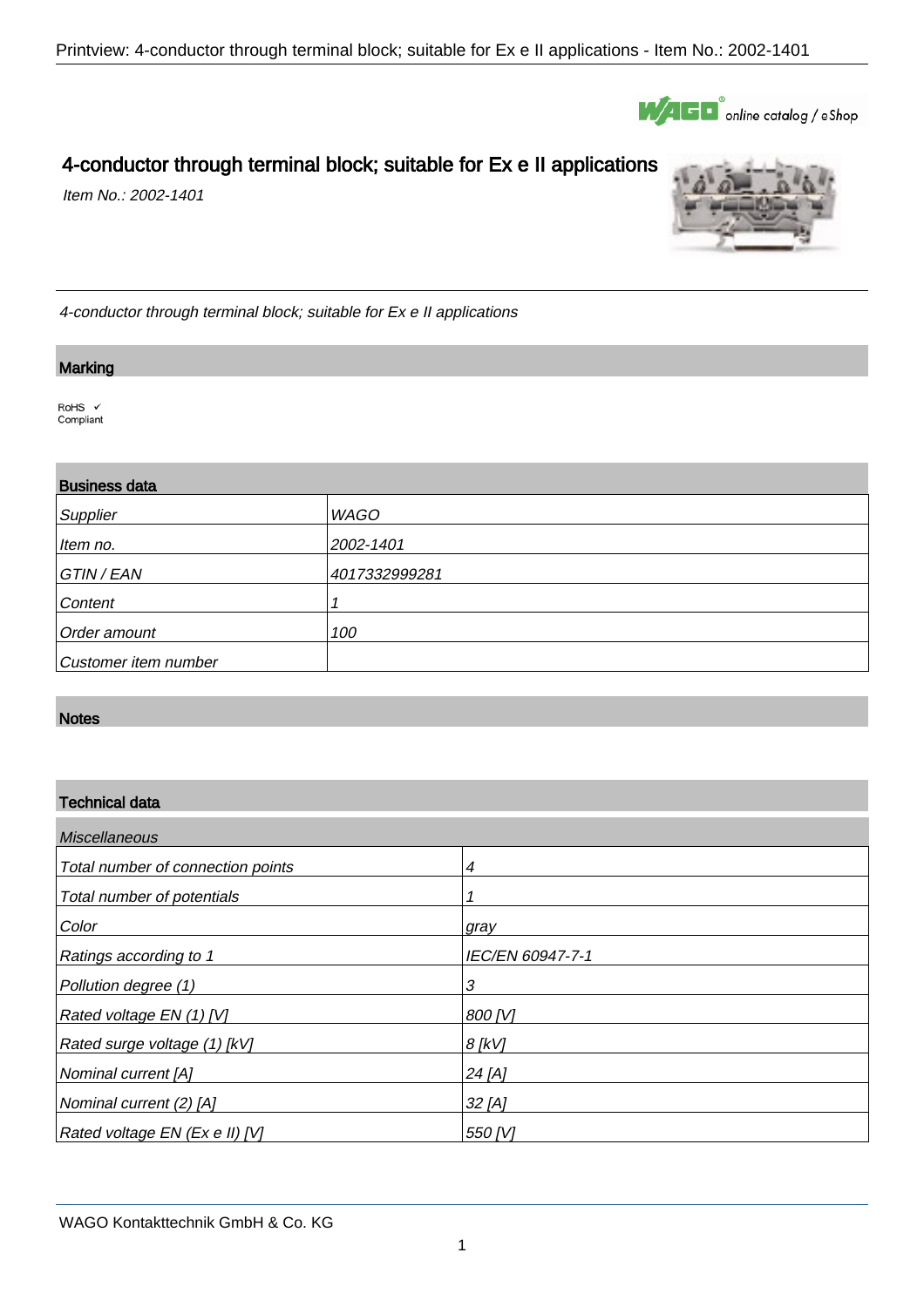# 4-conductor through terminal block; suitable for Ex e II applications

*Item No.: 2002-1401*

*4-conductor through terminal block; suitable for Ex e II applications*

## Marking

RoHS ✓
Compliant

## Business data

| | |
|---|---|
| *Supplier* | *WAGO* |
| *Item no.* | *2002-1401* |
| *GTIN / EAN* | *4017332999281* |
| *Content* | *1* |
| *Order amount* | *100* |
| *Customer item number* | |

## Notes

## Technical data

| *Miscellaneous* | |
|---|---|
| *Total number of connection points* | *4* |
| *Total number of potentials* | *1* |
| *Color* | *gray* |
| *Ratings according to 1* | *IEC/EN 60947-7-1* |
| *Pollution degree (1)* | *3* |
| *Rated voltage EN (1) [V]* | *800 [V]* |
| *Rated surge voltage (1) [kV]* | *8 [kV]* |
| *Nominal current [A]* | *24 [A]* |
| *Nominal current (2) [A]* | *32 [A]* |
| *Rated voltage EN (Ex e II) [V]* | *550 [V]* |

WAGO Kontakttechnik GmbH & Co. KG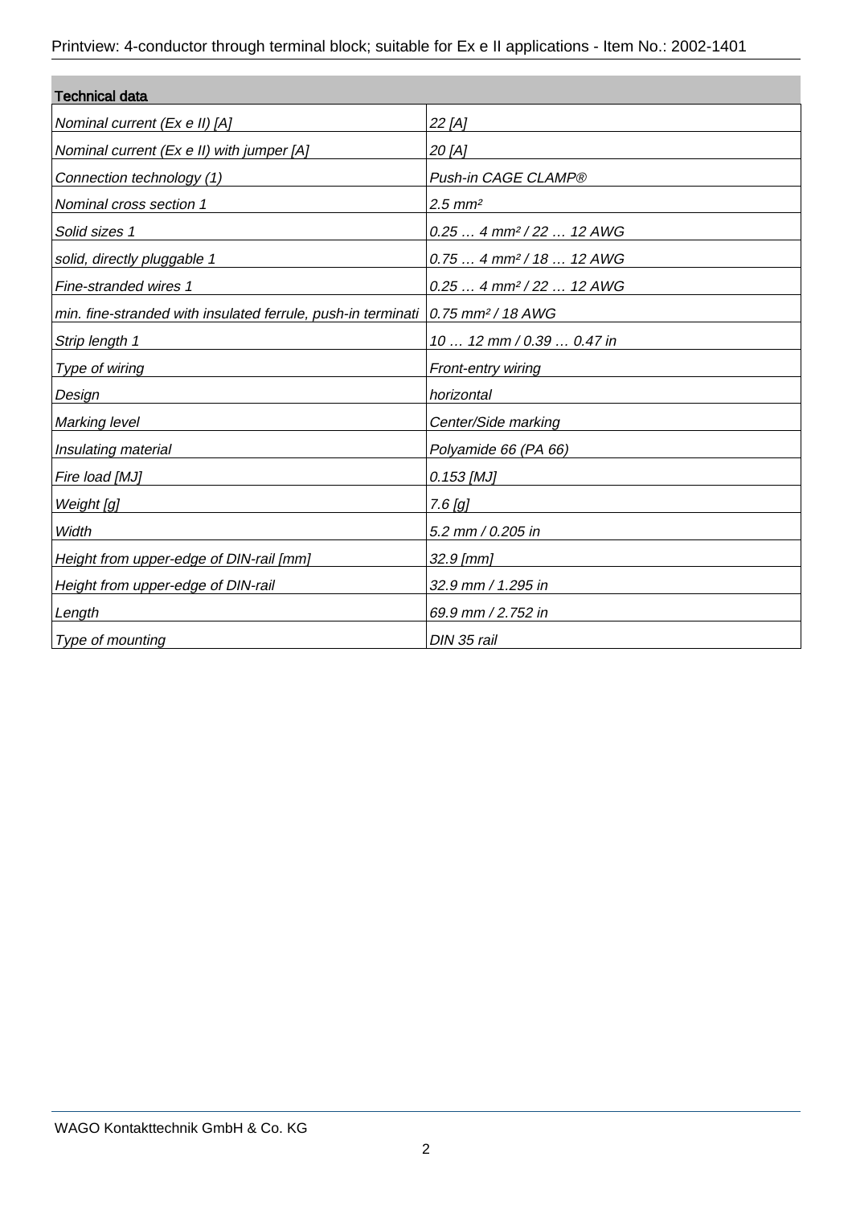| Technical data | |
|---|---|
| *Nominal current (Ex e II) [A]* | *22 [A]* |
| *Nominal current (Ex e II) with jumper [A]* | *20 [A]* |
| *Connection technology (1)* | *Push-in CAGE CLAMP®* |
| *Nominal cross section 1* | *2.5 mm²* |
| *Solid sizes 1* | *0.25 … 4 mm² / 22 … 12 AWG* |
| *solid, directly pluggable 1* | *0.75 … 4 mm² / 18 … 12 AWG* |
| *Fine-stranded wires 1* | *0.25 … 4 mm² / 22 … 12 AWG* |
| *min. fine-stranded with insulated ferrule, push-in terminati* | *0.75 mm² / 18 AWG* |
| *Strip length 1* | *10 … 12 mm / 0.39 … 0.47 in* |
| *Type of wiring* | *Front-entry wiring* |
| *Design* | *horizontal* |
| *Marking level* | *Center/Side marking* |
| *Insulating material* | *Polyamide 66 (PA 66)* |
| *Fire load [MJ]* | *0.153 [MJ]* |
| *Weight [g]* | *7.6 [g]* |
| *Width* | *5.2 mm / 0.205 in* |
| *Height from upper-edge of DIN-rail [mm]* | *32.9 [mm]* |
| *Height from upper-edge of DIN-rail* | *32.9 mm / 1.295 in* |
| *Length* | *69.9 mm / 2.752 in* |
| *Type of mounting* | *DIN 35 rail* |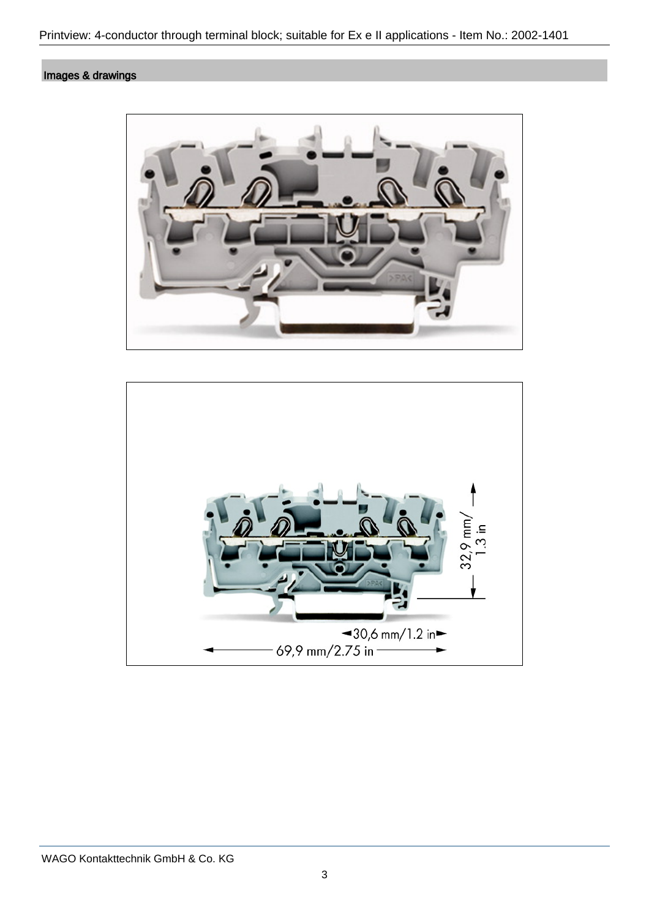## Images & drawings

32,9 mm/ 1.3 in

30,6 mm/1.2 in

69,9 mm/2.75 in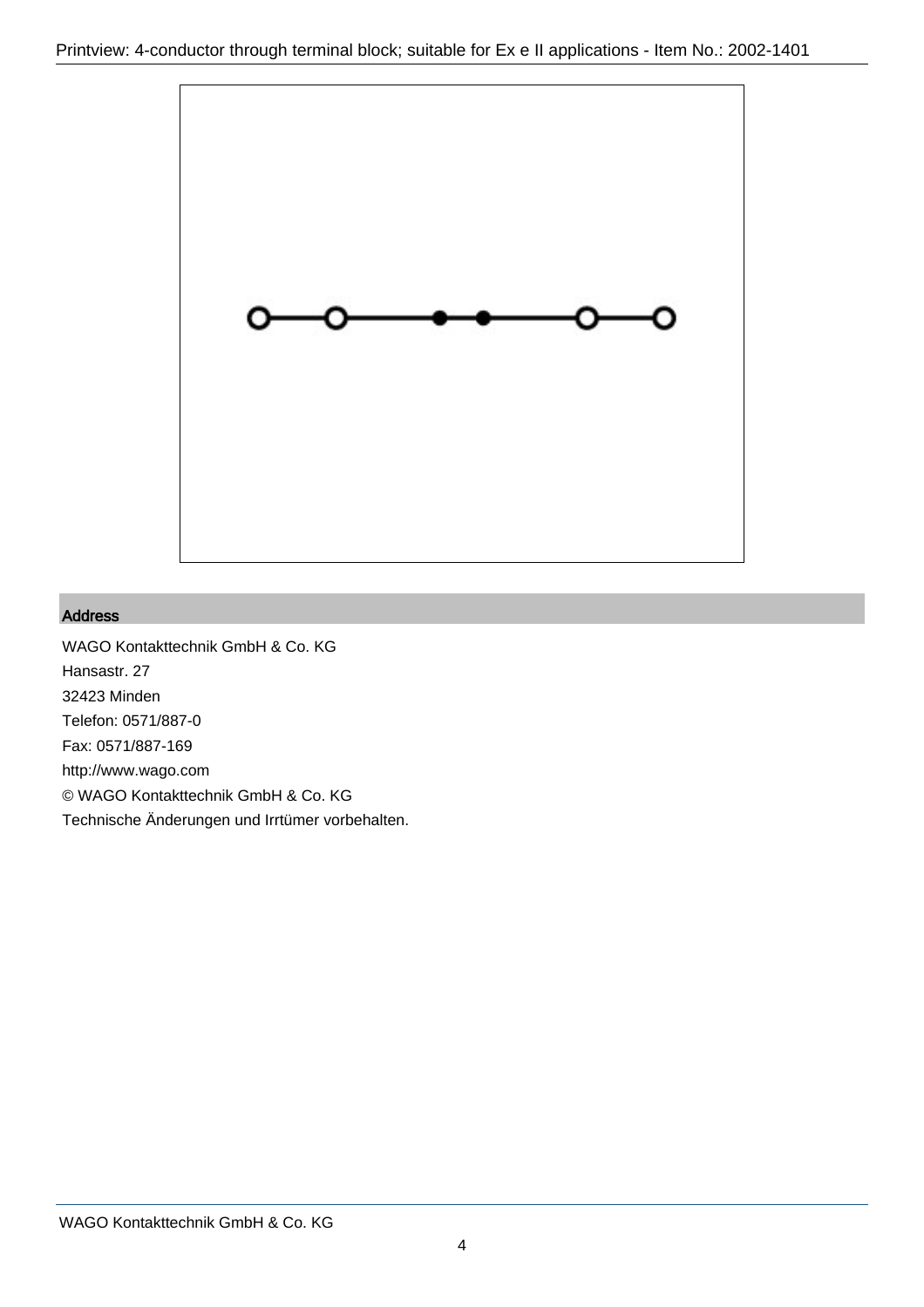## Address

WAGO Kontakttechnik GmbH & Co. KG
Hansastr. 27
32423 Minden
Telefon: 0571/887-0
Fax: 0571/887-169
http://www.wago.com
© WAGO Kontakttechnik GmbH & Co. KG
Technische Änderungen und Irrtümer vorbehalten.